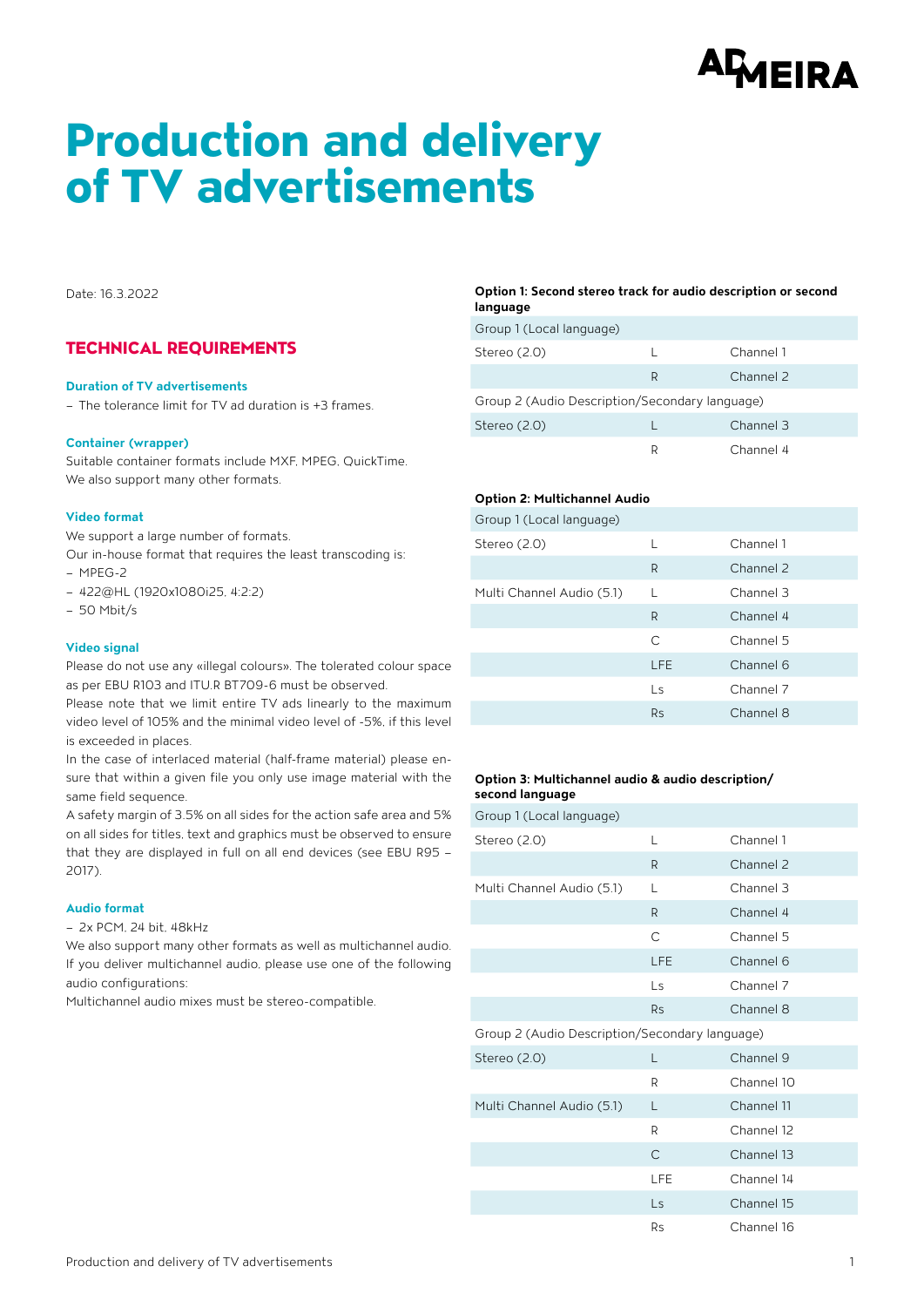# Production and delivery of TV advertisements

Date: 16.3.2022

## TECHNICAL REQUIREMENTS

### Duration of TV advertisements

- The tolerance limit for TV ad duration is +3 frames.

### Container (wrapper)

Suitable container formats include MXF, MPEG, QuickTime.
We also support many other formats.

### Video format

We support a large number of formats.
Our in-house format that requires the least transcoding is:

- MPEG-2
- 422@HL (1920x1080i25, 4:2:2)
- 50 Mbit/s

### Video signal

Please do not use any «illegal colours». The tolerated colour space as per EBU R103 and ITU.R BT709-6 must be observed.
Please note that we limit entire TV ads linearly to the maximum video level of 105% and the minimal video level of -5%, if this level is exceeded in places.
In the case of interlaced material (half-frame material) please ensure that within a given file you only use image material with the same field sequence.
A safety margin of 3.5% on all sides for the action safe area and 5% on all sides for titles, text and graphics must be observed to ensure that they are displayed in full on all end devices (see EBU R95 – 2017).

### Audio format

- 2x PCM, 24 bit, 48kHz

We also support many other formats as well as multichannel audio.
If you deliver multichannel audio, please use one of the following audio configurations:
Multichannel audio mixes must be stereo-compatible.

**Option 1: Second stereo track for audio description or second language**

| Group 1 (Local language) | | |
|---|---|---|
| Stereo (2.0) | L | Channel 1 |
| | R | Channel 2 |
| Group 2 (Audio Description/Secondary language) | | |
| Stereo (2.0) | L | Channel 3 |
| | R | Channel 4 |

**Option 2: Multichannel Audio**

| Group 1 (Local language) | | |
|---|---|---|
| Stereo (2.0) | L | Channel 1 |
| | R | Channel 2 |
| Multi Channel Audio (5.1) | L | Channel 3 |
| | R | Channel 4 |
| | C | Channel 5 |
| | LFE | Channel 6 |
| | Ls | Channel 7 |
| | Rs | Channel 8 |

**Option 3: Multichannel audio & audio description/second language**

| Group 1 (Local language) | | |
|---|---|---|
| Stereo (2.0) | L | Channel 1 |
| | R | Channel 2 |
| Multi Channel Audio (5.1) | L | Channel 3 |
| | R | Channel 4 |
| | C | Channel 5 |
| | LFE | Channel 6 |
| | Ls | Channel 7 |
| | Rs | Channel 8 |
| Group 2 (Audio Description/Secondary language) | | |
| Stereo (2.0) | L | Channel 9 |
| | R | Channel 10 |
| Multi Channel Audio (5.1) | L | Channel 11 |
| | R | Channel 12 |
| | C | Channel 13 |
| | LFE | Channel 14 |
| | Ls | Channel 15 |
| | Rs | Channel 16 |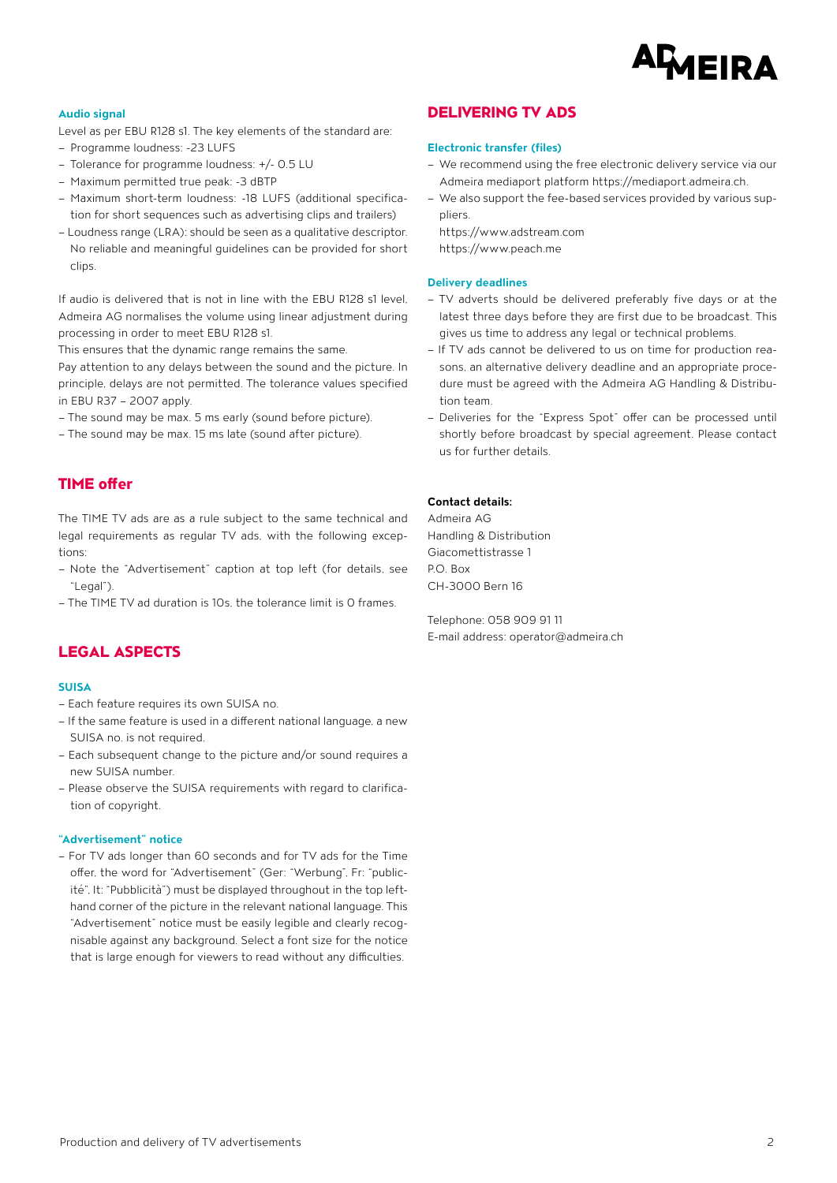#### Audio signal

Level as per EBU R128 s1. The key elements of the standard are:

- Programme loudness: -23 LUFS
- Tolerance for programme loudness: +/- 0.5 LU
- Maximum permitted true peak: -3 dBTP
- Maximum short-term loudness: -18 LUFS (additional specification for short sequences such as advertising clips and trailers)
- Loudness range (LRA): should be seen as a qualitative descriptor. No reliable and meaningful guidelines can be provided for short clips.

If audio is delivered that is not in line with the EBU R128 s1 level, Admeira AG normalises the volume using linear adjustment during processing in order to meet EBU R128 s1.

This ensures that the dynamic range remains the same.

Pay attention to any delays between the sound and the picture. In principle, delays are not permitted. The tolerance values specified in EBU R37 – 2007 apply.

- The sound may be max. 5 ms early (sound before picture).
- The sound may be max. 15 ms late (sound after picture).

## TIME offer

The TIME TV ads are as a rule subject to the same technical and legal requirements as regular TV ads, with the following exceptions:

- Note the "Advertisement" caption at top left (for details, see "Legal").
- The TIME TV ad duration is 10s, the tolerance limit is 0 frames.

## LEGAL ASPECTS

#### SUISA

- Each feature requires its own SUISA no.
- If the same feature is used in a different national language, a new SUISA no. is not required.
- Each subsequent change to the picture and/or sound requires a new SUISA number.
- Please observe the SUISA requirements with regard to clarification of copyright.

#### "Advertisement" notice

- For TV ads longer than 60 seconds and for TV ads for the Time offer, the word for "Advertisement" (Ger: "Werbung", Fr: "publicité", It: "Pubblicità") must be displayed throughout in the top left-hand corner of the picture in the relevant national language. This "Advertisement" notice must be easily legible and clearly recognisable against any background. Select a font size for the notice that is large enough for viewers to read without any difficulties.

## DELIVERING TV ADS

#### Electronic transfer (files)

- We recommend using the free electronic delivery service via our Admeira mediaport platform https://mediaport.admeira.ch.
- We also support the fee-based services provided by various suppliers.
  https://www.adstream.com
  https://www.peach.me

#### Delivery deadlines

- TV adverts should be delivered preferably five days or at the latest three days before they are first due to be broadcast. This gives us time to address any legal or technical problems.
- If TV ads cannot be delivered to us on time for production reasons, an alternative delivery deadline and an appropriate procedure must be agreed with the Admeira AG Handling & Distribution team.
- Deliveries for the "Express Spot" offer can be processed until shortly before broadcast by special agreement. Please contact us for further details.

**Contact details:**

Admeira AG
Handling & Distribution
Giacomettistrasse 1
P.O. Box
CH-3000 Bern 16

Telephone: 058 909 91 11
E-mail address: operator@admeira.ch